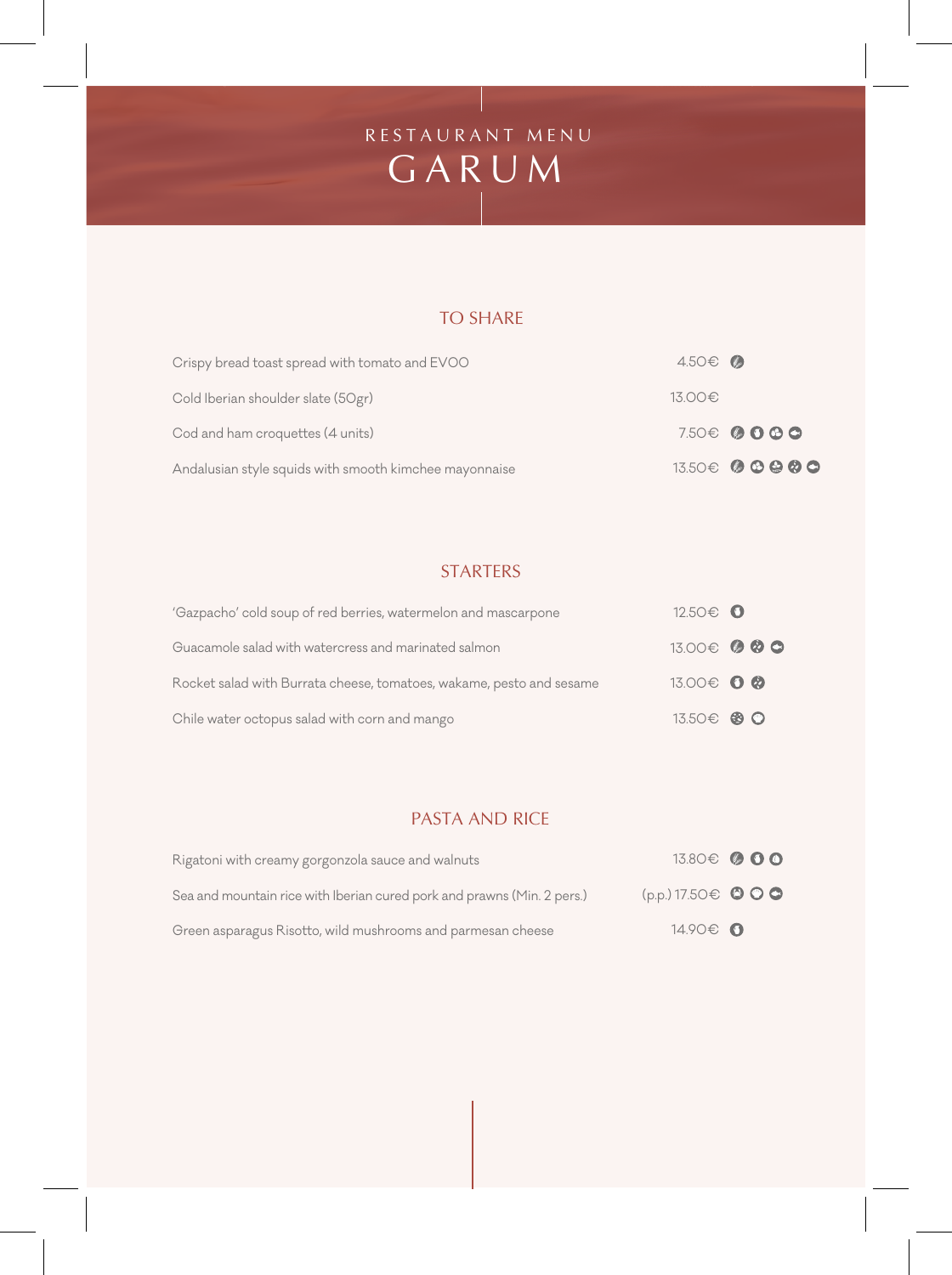RESTAURANT MENU

# GARUM

## TO SHARE

| Dish | Price |
| --- | --- |
| Crispy bread toast spread with tomato and EVOO | 4.50€ |
| Cold Iberian shoulder slate (50gr) | 13.00€ |
| Cod and ham croquettes (4 units) | 7.50€ |
| Andalusian style squids with smooth kimchee mayonnaise | 13.50€ |

## STARTERS

| Dish | Price |
| --- | --- |
| 'Gazpacho' cold soup of red berries, watermelon and mascarpone | 12.50€ |
| Guacamole salad with watercress and marinated salmon | 13.00€ |
| Rocket salad with Burrata cheese, tomatoes, wakame, pesto and sesame | 13.00€ |
| Chile water octopus salad with corn and mango | 13.50€ |

## PASTA AND RICE

| Dish | Price |
| --- | --- |
| Rigatoni with creamy gorgonzola sauce and walnuts | 13.80€ |
| Sea and mountain rice with Iberian cured pork and prawns (Min. 2 pers.) | (p.p.) 17.50€ |
| Green asparagus Risotto, wild mushrooms and parmesan cheese | 14.90€ |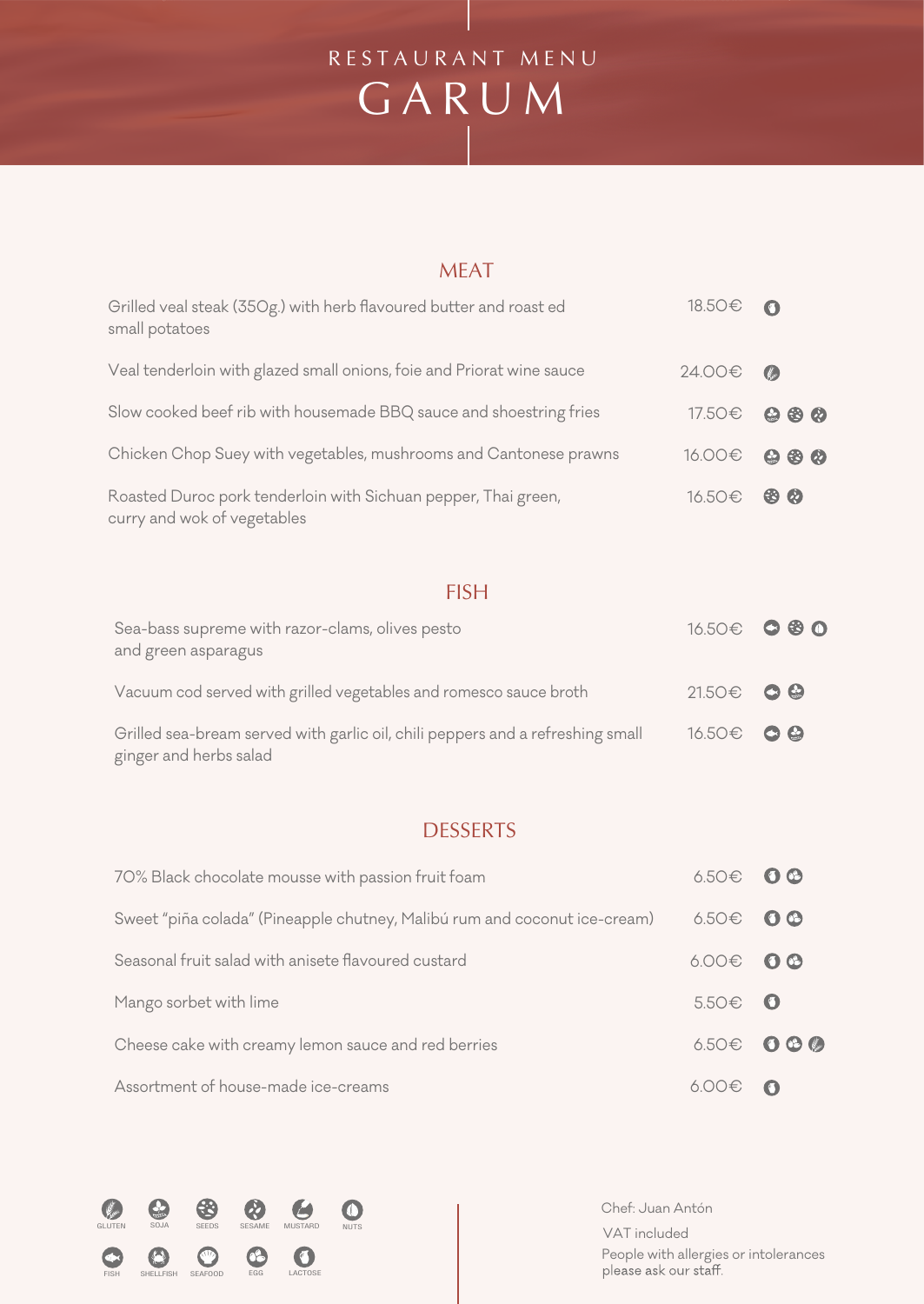RESTAURANT MENU

# GARUM

## MEAT

| | | |
|---|---|---|
| Grilled veal steak (350g.) with herb flavoured butter and roast ed small potatoes | 18.50€ | |
| Veal tenderloin with glazed small onions, foie and Priorat wine sauce | 24.00€ | |
| Slow cooked beef rib with housemade BBQ sauce and shoestring fries | 17.50€ | |
| Chicken Chop Suey with vegetables, mushrooms and Cantonese prawns | 16.00€ | |
| Roasted Duroc pork tenderloin with Sichuan pepper, Thai green, curry and wok of vegetables | 16.50€ | |

## FISH

| | | |
|---|---|---|
| Sea-bass supreme with razor-clams, olives pesto and green asparagus | 16.50€ | |
| Vacuum cod served with grilled vegetables and romesco sauce broth | 21.50€ | |
| Grilled sea-bream served with garlic oil, chili peppers and a refreshing small ginger and herbs salad | 16.50€ | |

## DESSERTS

| | | |
|---|---|---|
| 70% Black chocolate mousse with passion fruit foam | 6.50€ | |
| Sweet "piña colada" (Pineapple chutney, Malibú rum and coconut ice-cream) | 6.50€ | |
| Seasonal fruit salad with anisete flavoured custard | 6.00€ | |
| Mango sorbet with lime | 5.50€ | |
| Cheese cake with creamy lemon sauce and red berries | 6.50€ | |
| Assortment of house-made ice-creams | 6.00€ | |

GLUTEN SOJA SEEDS SESAME MUSTARD NUTS

FISH SHELLFISH SEAFOOD EGG LACTOSE

Chef: Juan Antón

VAT included

People with allergies or intolerances please ask our staff.